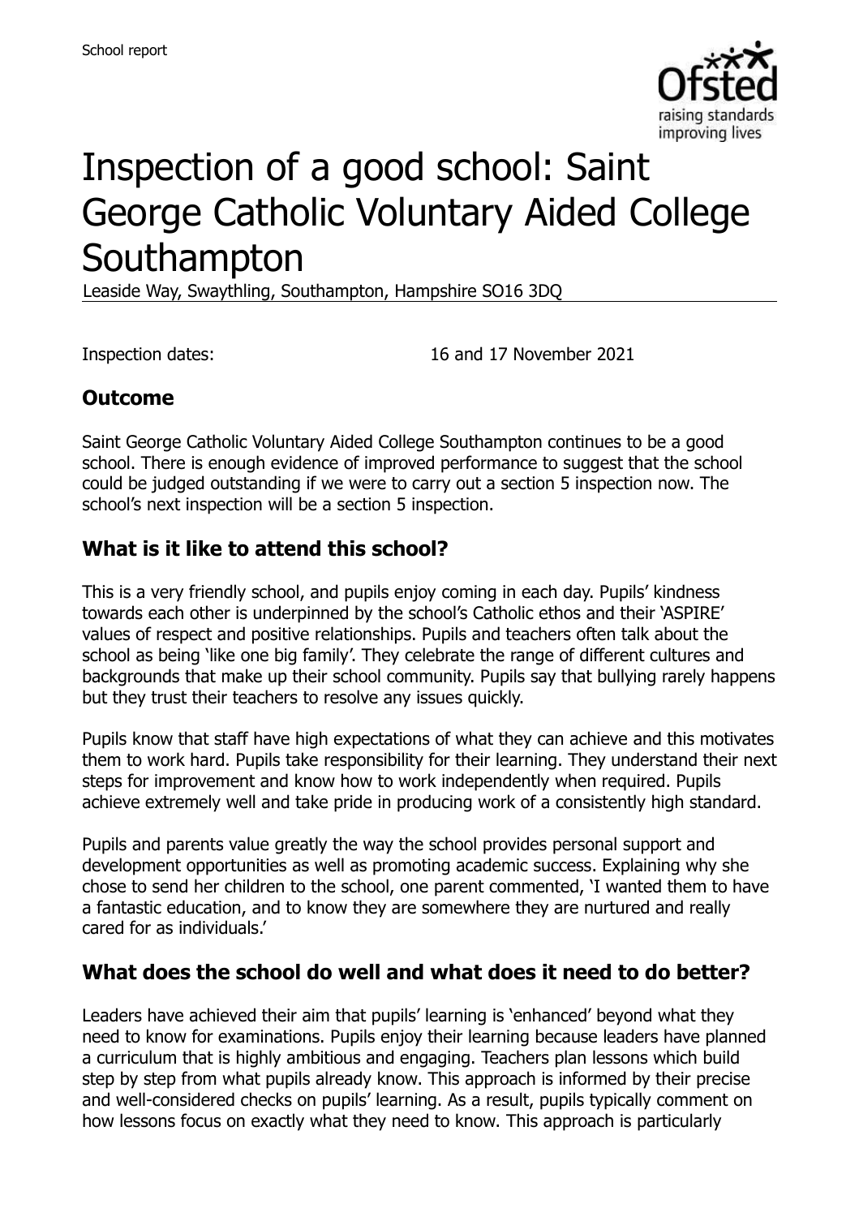School report

# Inspection of a good school: Saint George Catholic Voluntary Aided College Southampton

Leaside Way, Swaythling, Southampton, Hampshire SO16 3DQ

Inspection dates: 16 and 17 November 2021

## Outcome

Saint George Catholic Voluntary Aided College Southampton continues to be a good school. There is enough evidence of improved performance to suggest that the school could be judged outstanding if we were to carry out a section 5 inspection now. The school's next inspection will be a section 5 inspection.

## What is it like to attend this school?

This is a very friendly school, and pupils enjoy coming in each day. Pupils' kindness towards each other is underpinned by the school's Catholic ethos and their 'ASPIRE' values of respect and positive relationships. Pupils and teachers often talk about the school as being 'like one big family'. They celebrate the range of different cultures and backgrounds that make up their school community. Pupils say that bullying rarely happens but they trust their teachers to resolve any issues quickly.

Pupils know that staff have high expectations of what they can achieve and this motivates them to work hard. Pupils take responsibility for their learning. They understand their next steps for improvement and know how to work independently when required. Pupils achieve extremely well and take pride in producing work of a consistently high standard.

Pupils and parents value greatly the way the school provides personal support and development opportunities as well as promoting academic success. Explaining why she chose to send her children to the school, one parent commented, 'I wanted them to have a fantastic education, and to know they are somewhere they are nurtured and really cared for as individuals.'

## What does the school do well and what does it need to do better?

Leaders have achieved their aim that pupils' learning is 'enhanced' beyond what they need to know for examinations. Pupils enjoy their learning because leaders have planned a curriculum that is highly ambitious and engaging. Teachers plan lessons which build step by step from what pupils already know. This approach is informed by their precise and well-considered checks on pupils' learning. As a result, pupils typically comment on how lessons focus on exactly what they need to know. This approach is particularly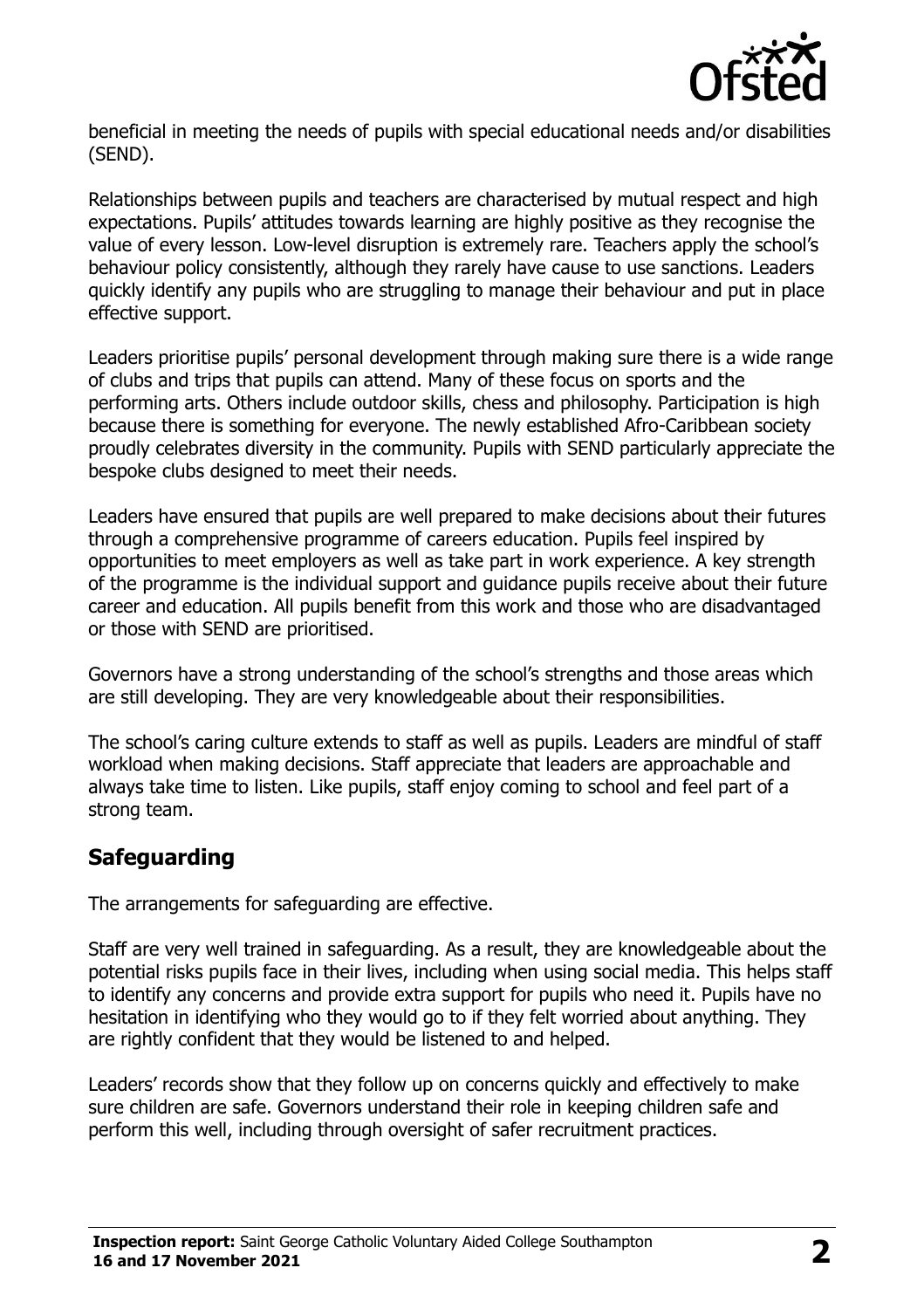beneficial in meeting the needs of pupils with special educational needs and/or disabilities (SEND).

Relationships between pupils and teachers are characterised by mutual respect and high expectations. Pupils' attitudes towards learning are highly positive as they recognise the value of every lesson. Low-level disruption is extremely rare. Teachers apply the school's behaviour policy consistently, although they rarely have cause to use sanctions. Leaders quickly identify any pupils who are struggling to manage their behaviour and put in place effective support.

Leaders prioritise pupils' personal development through making sure there is a wide range of clubs and trips that pupils can attend. Many of these focus on sports and the performing arts. Others include outdoor skills, chess and philosophy. Participation is high because there is something for everyone. The newly established Afro-Caribbean society proudly celebrates diversity in the community. Pupils with SEND particularly appreciate the bespoke clubs designed to meet their needs.

Leaders have ensured that pupils are well prepared to make decisions about their futures through a comprehensive programme of careers education. Pupils feel inspired by opportunities to meet employers as well as take part in work experience. A key strength of the programme is the individual support and guidance pupils receive about their future career and education. All pupils benefit from this work and those who are disadvantaged or those with SEND are prioritised.

Governors have a strong understanding of the school's strengths and those areas which are still developing. They are very knowledgeable about their responsibilities.

The school's caring culture extends to staff as well as pupils. Leaders are mindful of staff workload when making decisions. Staff appreciate that leaders are approachable and always take time to listen. Like pupils, staff enjoy coming to school and feel part of a strong team.

## Safeguarding

The arrangements for safeguarding are effective.

Staff are very well trained in safeguarding. As a result, they are knowledgeable about the potential risks pupils face in their lives, including when using social media. This helps staff to identify any concerns and provide extra support for pupils who need it. Pupils have no hesitation in identifying who they would go to if they felt worried about anything. They are rightly confident that they would be listened to and helped.

Leaders' records show that they follow up on concerns quickly and effectively to make sure children are safe. Governors understand their role in keeping children safe and perform this well, including through oversight of safer recruitment practices.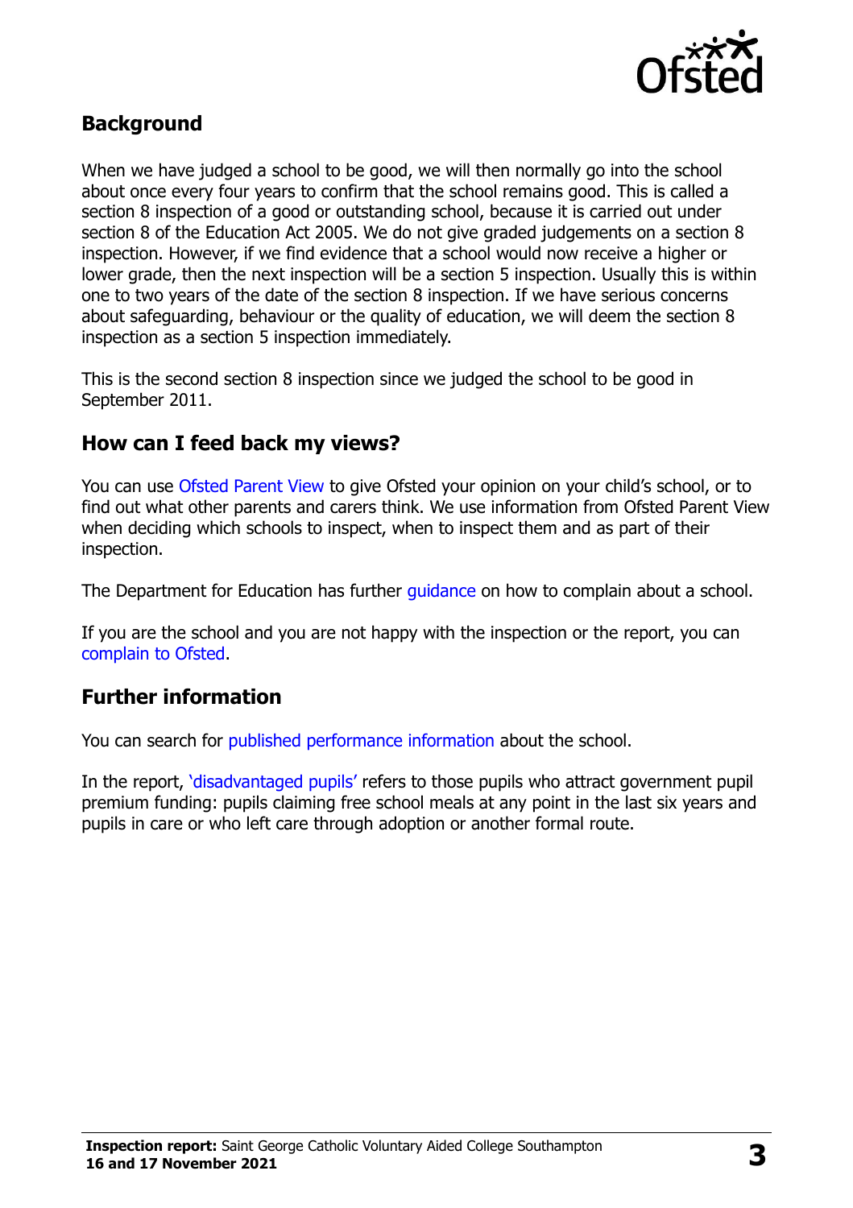## Background

When we have judged a school to be good, we will then normally go into the school about once every four years to confirm that the school remains good. This is called a section 8 inspection of a good or outstanding school, because it is carried out under section 8 of the Education Act 2005. We do not give graded judgements on a section 8 inspection. However, if we find evidence that a school would now receive a higher or lower grade, then the next inspection will be a section 5 inspection. Usually this is within one to two years of the date of the section 8 inspection. If we have serious concerns about safeguarding, behaviour or the quality of education, we will deem the section 8 inspection as a section 5 inspection immediately.

This is the second section 8 inspection since we judged the school to be good in September 2011.

## How can I feed back my views?

You can use Ofsted Parent View to give Ofsted your opinion on your child's school, or to find out what other parents and carers think. We use information from Ofsted Parent View when deciding which schools to inspect, when to inspect them and as part of their inspection.

The Department for Education has further guidance on how to complain about a school.

If you are the school and you are not happy with the inspection or the report, you can complain to Ofsted.

## Further information

You can search for published performance information about the school.

In the report, 'disadvantaged pupils' refers to those pupils who attract government pupil premium funding: pupils claiming free school meals at any point in the last six years and pupils in care or who left care through adoption or another formal route.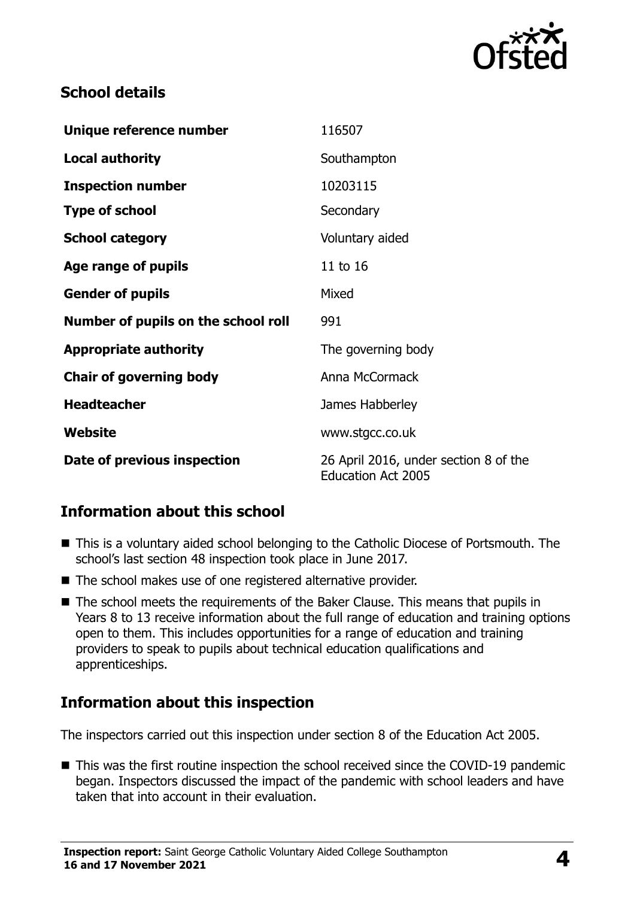## School details

| | |
|---|---|
| **Unique reference number** | 116507 |
| **Local authority** | Southampton |
| **Inspection number** | 10203115 |
| **Type of school** | Secondary |
| **School category** | Voluntary aided |
| **Age range of pupils** | 11 to 16 |
| **Gender of pupils** | Mixed |
| **Number of pupils on the school roll** | 991 |
| **Appropriate authority** | The governing body |
| **Chair of governing body** | Anna McCormack |
| **Headteacher** | James Habberley |
| **Website** | www.stgcc.co.uk |
| **Date of previous inspection** | 26 April 2016, under section 8 of the Education Act 2005 |

## Information about this school

- This is a voluntary aided school belonging to the Catholic Diocese of Portsmouth. The school's last section 48 inspection took place in June 2017.
- The school makes use of one registered alternative provider.
- The school meets the requirements of the Baker Clause. This means that pupils in Years 8 to 13 receive information about the full range of education and training options open to them. This includes opportunities for a range of education and training providers to speak to pupils about technical education qualifications and apprenticeships.

## Information about this inspection

The inspectors carried out this inspection under section 8 of the Education Act 2005.

- This was the first routine inspection the school received since the COVID-19 pandemic began. Inspectors discussed the impact of the pandemic with school leaders and have taken that into account in their evaluation.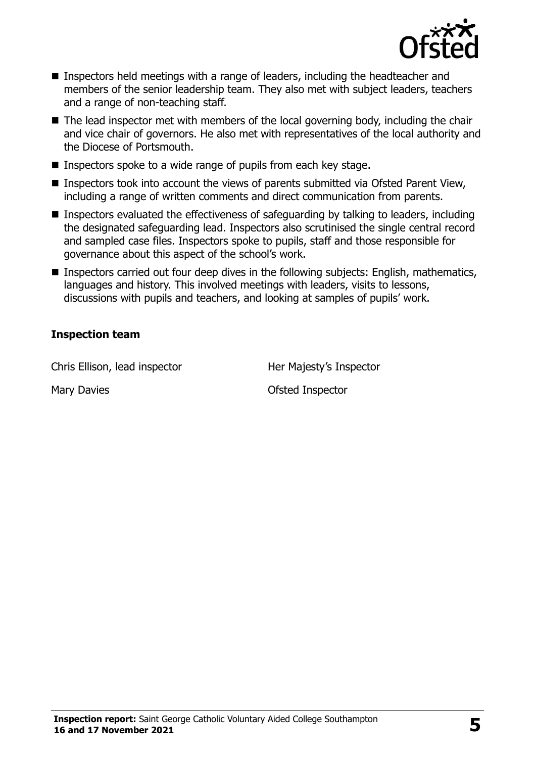- Inspectors held meetings with a range of leaders, including the headteacher and members of the senior leadership team. They also met with subject leaders, teachers and a range of non-teaching staff.
- The lead inspector met with members of the local governing body, including the chair and vice chair of governors. He also met with representatives of the local authority and the Diocese of Portsmouth.
- Inspectors spoke to a wide range of pupils from each key stage.
- Inspectors took into account the views of parents submitted via Ofsted Parent View, including a range of written comments and direct communication from parents.
- Inspectors evaluated the effectiveness of safeguarding by talking to leaders, including the designated safeguarding lead. Inspectors also scrutinised the single central record and sampled case files. Inspectors spoke to pupils, staff and those responsible for governance about this aspect of the school's work.
- Inspectors carried out four deep dives in the following subjects: English, mathematics, languages and history. This involved meetings with leaders, visits to lessons, discussions with pupils and teachers, and looking at samples of pupils' work.

### Inspection team

| | |
|---|---|
| Chris Ellison, lead inspector | Her Majesty's Inspector |
| Mary Davies | Ofsted Inspector |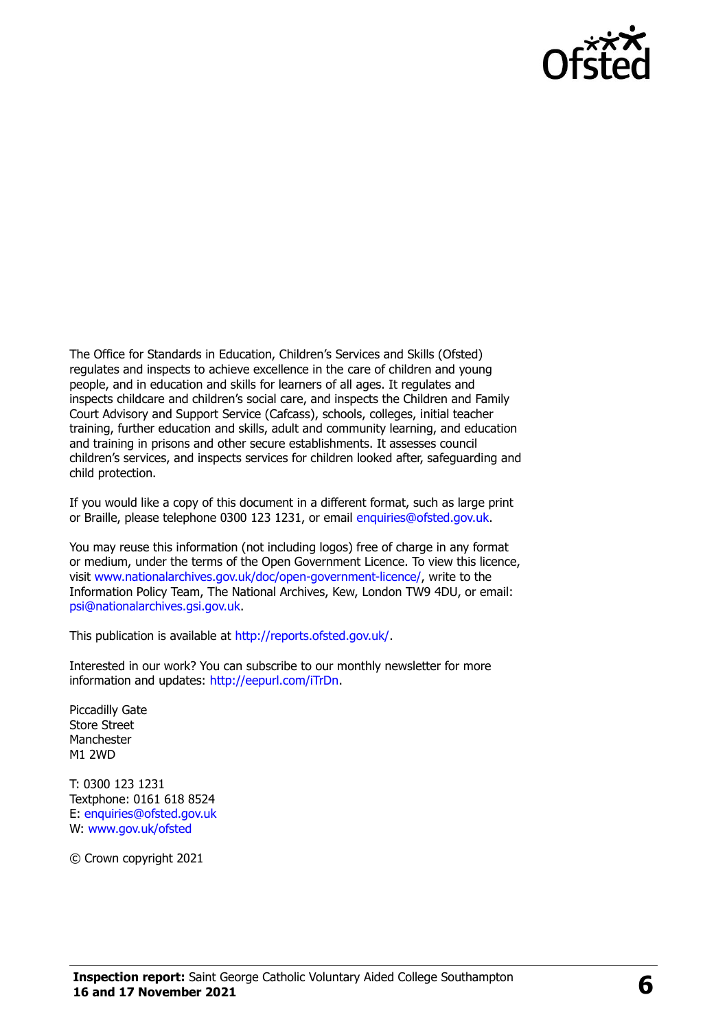The Office for Standards in Education, Children's Services and Skills (Ofsted) regulates and inspects to achieve excellence in the care of children and young people, and in education and skills for learners of all ages. It regulates and inspects childcare and children's social care, and inspects the Children and Family Court Advisory and Support Service (Cafcass), schools, colleges, initial teacher training, further education and skills, adult and community learning, and education and training in prisons and other secure establishments. It assesses council children's services, and inspects services for children looked after, safeguarding and child protection.

If you would like a copy of this document in a different format, such as large print or Braille, please telephone 0300 123 1231, or email enquiries@ofsted.gov.uk.

You may reuse this information (not including logos) free of charge in any format or medium, under the terms of the Open Government Licence. To view this licence, visit www.nationalarchives.gov.uk/doc/open-government-licence/, write to the Information Policy Team, The National Archives, Kew, London TW9 4DU, or email: psi@nationalarchives.gsi.gov.uk.

This publication is available at http://reports.ofsted.gov.uk/.

Interested in our work? You can subscribe to our monthly newsletter for more information and updates: http://eepurl.com/iTrDn.

Piccadilly Gate
Store Street
Manchester
M1 2WD

T: 0300 123 1231
Textphone: 0161 618 8524
E: enquiries@ofsted.gov.uk
W: www.gov.uk/ofsted

© Crown copyright 2021